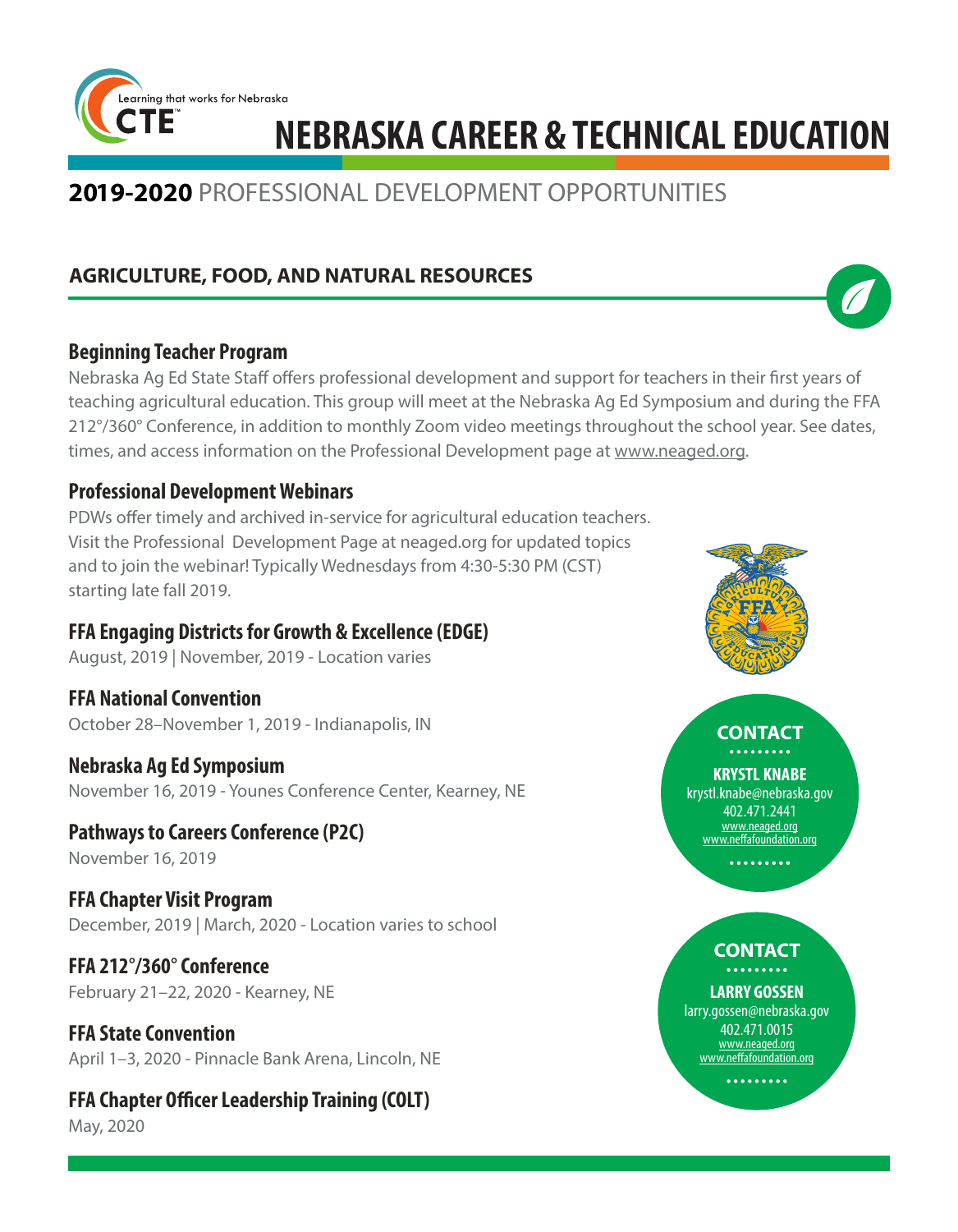Learning that works for Nebraska

CTE

# NEBRASKA CAREER & TECHNICAL EDUCATION

## **2019-2020** PROFESSIONAL DEVELOPMENT OPPORTUNITIES

## AGRICULTURE, FOOD, AND NATURAL RESOURCES

### Beginning Teacher Program

Nebraska Ag Ed State Staff offers professional development and support for teachers in their first years of teaching agricultural education. This group will meet at the Nebraska Ag Ed Symposium and during the FFA 212°/360° Conference, in addition to monthly Zoom video meetings throughout the school year. See dates, times, and access information on the Professional Development page at www.neaged.org.

### Professional Development Webinars

PDWs offer timely and archived in-service for agricultural education teachers. Visit the Professional Development Page at neaged.org for updated topics and to join the webinar! Typically Wednesdays from 4:30-5:30 PM (CST) starting late fall 2019.

### FFA Engaging Districts for Growth & Excellence (EDGE)

August, 2019 | November, 2019 - Location varies

### FFA National Convention

October 28–November 1, 2019 - Indianapolis, IN

### Nebraska Ag Ed Symposium

November 16, 2019 - Younes Conference Center, Kearney, NE

### Pathways to Careers Conference (P2C)

November 16, 2019

### FFA Chapter Visit Program

December, 2019 | March, 2020 - Location varies to school

### FFA 212°/360° Conference

February 21–22, 2020 - Kearney, NE

### FFA State Convention

April 1–3, 2020 - Pinnacle Bank Arena, Lincoln, NE

### FFA Chapter Officer Leadership Training (COLT)

May, 2020

**CONTACT**

**KRYSTL KNABE**
krystl.knabe@nebraska.gov
402.471.2441
www.neaged.org
www.neffafoundation.org

**CONTACT**

**LARRY GOSSEN**
larry.gossen@nebraska.gov
402.471.0015
www.neaged.org
www.neffafoundation.org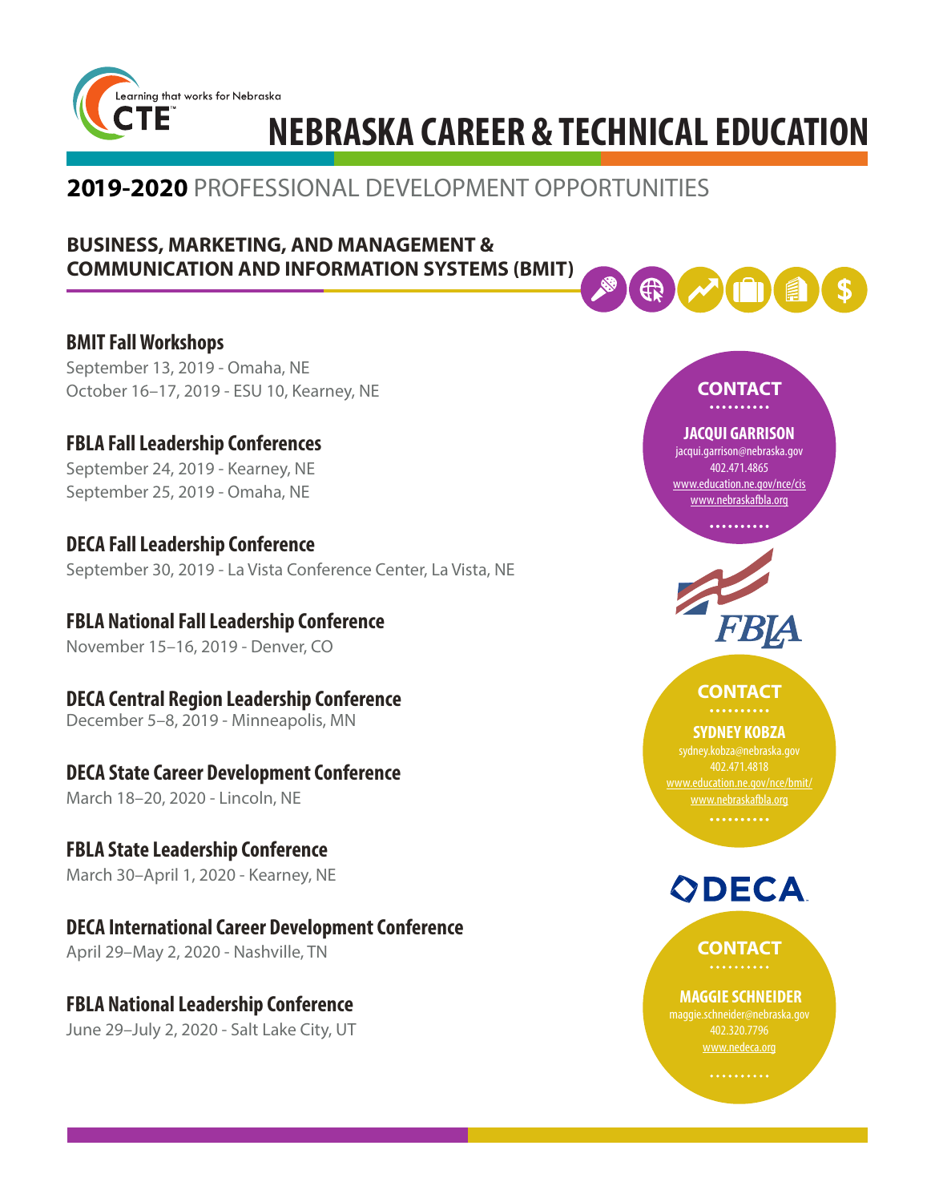Learning that works for Nebraska

CTE

# NEBRASKA CAREER & TECHNICAL EDUCATION

## **2019-2020** PROFESSIONAL DEVELOPMENT OPPORTUNITIES

### BUSINESS, MARKETING, AND MANAGEMENT & COMMUNICATION AND INFORMATION SYSTEMS (BMIT)

**BMIT Fall Workshops**
September 13, 2019 - Omaha, NE
October 16–17, 2019 - ESU 10, Kearney, NE

**FBLA Fall Leadership Conferences**
September 24, 2019 - Kearney, NE
September 25, 2019 - Omaha, NE

**DECA Fall Leadership Conference**
September 30, 2019 - La Vista Conference Center, La Vista, NE

**FBLA National Fall Leadership Conference**
November 15–16, 2019 - Denver, CO

**DECA Central Region Leadership Conference**
December 5–8, 2019 - Minneapolis, MN

**DECA State Career Development Conference**
March 18–20, 2020 - Lincoln, NE

**FBLA State Leadership Conference**
March 30–April 1, 2020 - Kearney, NE

**DECA International Career Development Conference**
April 29–May 2, 2020 - Nashville, TN

**FBLA National Leadership Conference**
June 29–July 2, 2020 - Salt Lake City, UT

**CONTACT**

**JACQUI GARRISON**
jacqui.garrison@nebraska.gov
402.471.4865
www.education.ne.gov/nce/cis
www.nebraskafbla.org

FBLA

**CONTACT**

**SYDNEY KOBZA**
sydney.kobza@nebraska.gov
402.471.4818
www.education.ne.gov/nce/bmit/
www.nebraskafbla.org

DECA

**CONTACT**

**MAGGIE SCHNEIDER**
maggie.schneider@nebraska.gov
402.320.7796
www.nedeca.org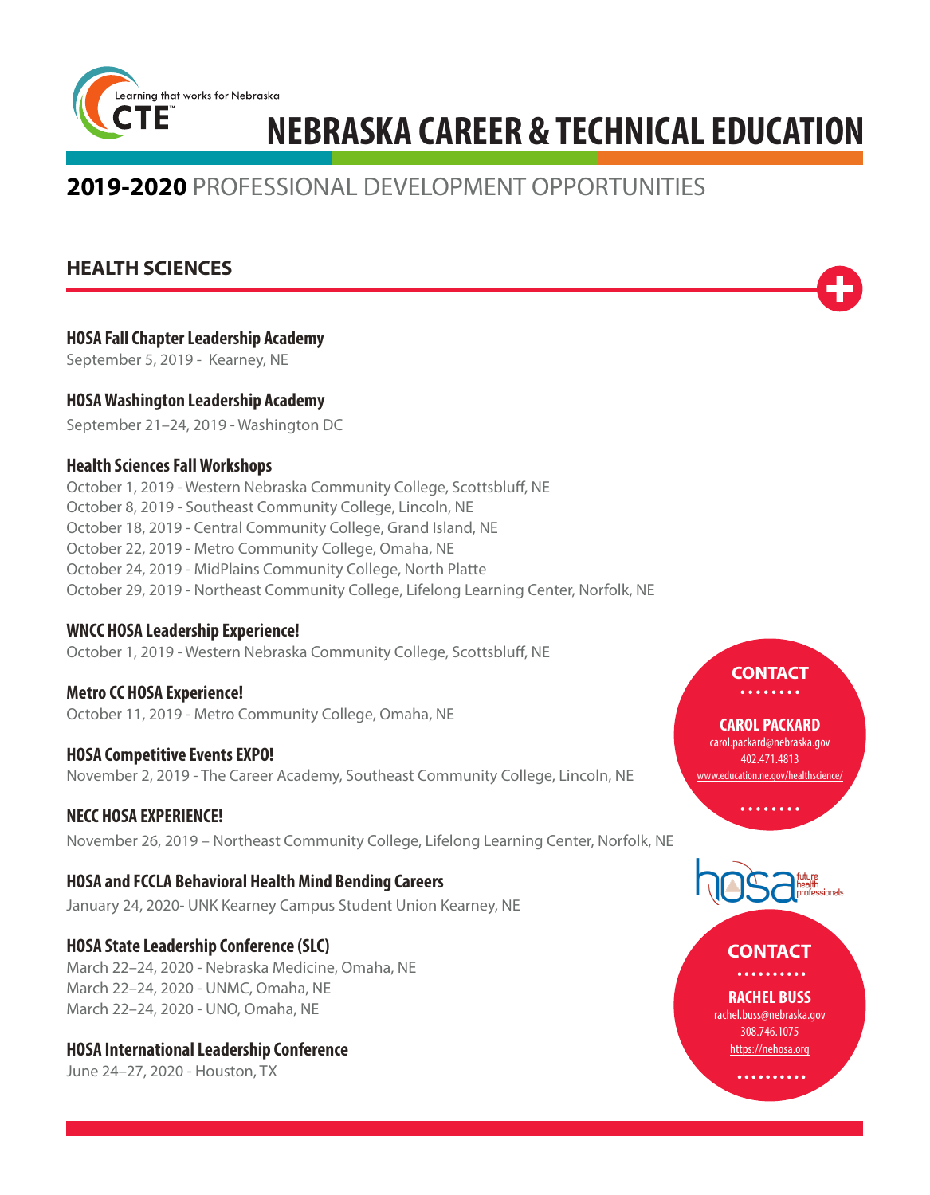Learning that works for Nebraska

CTE

# NEBRASKA CAREER & TECHNICAL EDUCATION

## **2019-2020** PROFESSIONAL DEVELOPMENT OPPORTUNITIES

### HEALTH SCIENCES

**HOSA Fall Chapter Leadership Academy**
September 5, 2019 - Kearney, NE

**HOSA Washington Leadership Academy**
September 21–24, 2019 - Washington DC

**Health Sciences Fall Workshops**
October 1, 2019 - Western Nebraska Community College, Scottsbluff, NE
October 8, 2019 - Southeast Community College, Lincoln, NE
October 18, 2019 - Central Community College, Grand Island, NE
October 22, 2019 - Metro Community College, Omaha, NE
October 24, 2019 - MidPlains Community College, North Platte
October 29, 2019 - Northeast Community College, Lifelong Learning Center, Norfolk, NE

**WNCC HOSA Leadership Experience!**
October 1, 2019 - Western Nebraska Community College, Scottsbluff, NE

**Metro CC HOSA Experience!**
October 11, 2019 - Metro Community College, Omaha, NE

**HOSA Competitive Events EXPO!**
November 2, 2019 - The Career Academy, Southeast Community College, Lincoln, NE

**NECC HOSA EXPERIENCE!**
November 26, 2019 – Northeast Community College, Lifelong Learning Center, Norfolk, NE

**HOSA and FCCLA Behavioral Health Mind Bending Careers**
January 24, 2020- UNK Kearney Campus Student Union Kearney, NE

**HOSA State Leadership Conference (SLC)**
March 22–24, 2020 - Nebraska Medicine, Omaha, NE
March 22–24, 2020 - UNMC, Omaha, NE
March 22–24, 2020 - UNO, Omaha, NE

**HOSA International Leadership Conference**
June 24–27, 2020 - Houston, TX

**CONTACT**

**CAROL PACKARD**
carol.packard@nebraska.gov
402.471.4813
www.education.ne.gov/healthscience/

hosa future health professionals

**CONTACT**

**RACHEL BUSS**
rachel.buss@nebraska.gov
308.746.1075
https://nehosa.org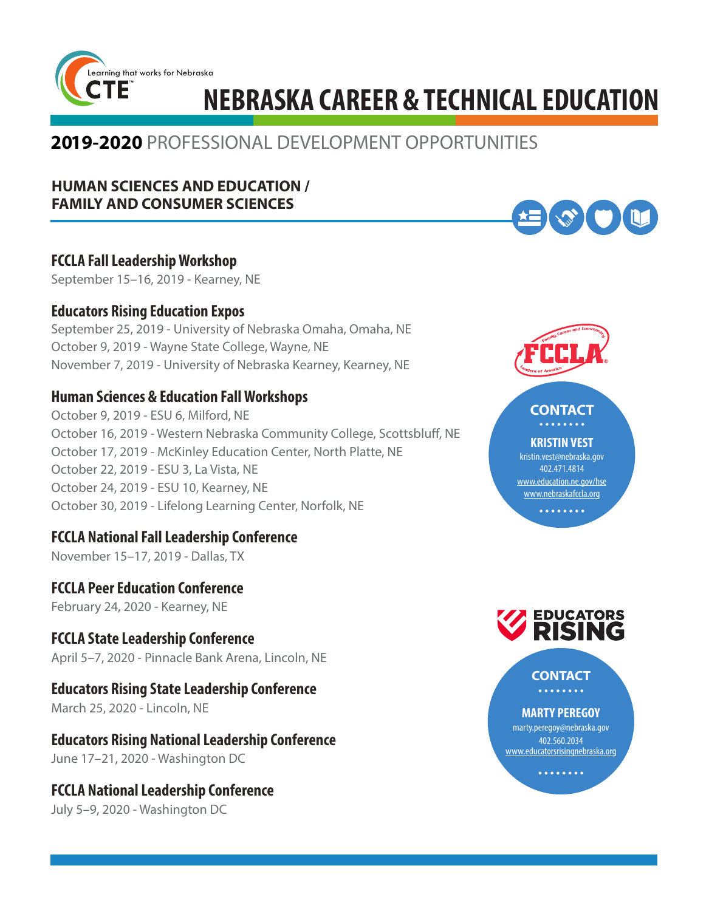Learning that works for Nebraska
CTE

# NEBRASKA CAREER & TECHNICAL EDUCATION

## 2019-2020 PROFESSIONAL DEVELOPMENT OPPORTUNITIES

### HUMAN SCIENCES AND EDUCATION / FAMILY AND CONSUMER SCIENCES

**FCCLA Fall Leadership Workshop**
September 15–16, 2019 - Kearney, NE

**Educators Rising Education Expos**
September 25, 2019 - University of Nebraska Omaha, Omaha, NE
October 9, 2019 - Wayne State College, Wayne, NE
November 7, 2019 - University of Nebraska Kearney, Kearney, NE

**Human Sciences & Education Fall Workshops**
October 9, 2019 - ESU 6, Milford, NE
October 16, 2019 - Western Nebraska Community College, Scottsbluff, NE
October 17, 2019 - McKinley Education Center, North Platte, NE
October 22, 2019 - ESU 3, La Vista, NE
October 24, 2019 - ESU 10, Kearney, NE
October 30, 2019 - Lifelong Learning Center, Norfolk, NE

**FCCLA National Fall Leadership Conference**
November 15–17, 2019 - Dallas, TX

**FCCLA Peer Education Conference**
February 24, 2020 - Kearney, NE

**FCCLA State Leadership Conference**
April 5–7, 2020 - Pinnacle Bank Arena, Lincoln, NE

**Educators Rising State Leadership Conference**
March 25, 2020 - Lincoln, NE

**Educators Rising National Leadership Conference**
June 17–21, 2020 - Washington DC

**FCCLA National Leadership Conference**
July 5–9, 2020 - Washington DC

FCCLA – Family, Career and Community Leaders of America

**CONTACT**

**KRISTIN VEST**
kristin.vest@nebraska.gov
402.471.4814
www.education.ne.gov/hse
www.nebraskafccla.org

EDUCATORS RISING

**CONTACT**

**MARTY PEREGOY**
marty.peregoy@nebraska.gov
402.560.2034
www.educatorsrisingnebraska.org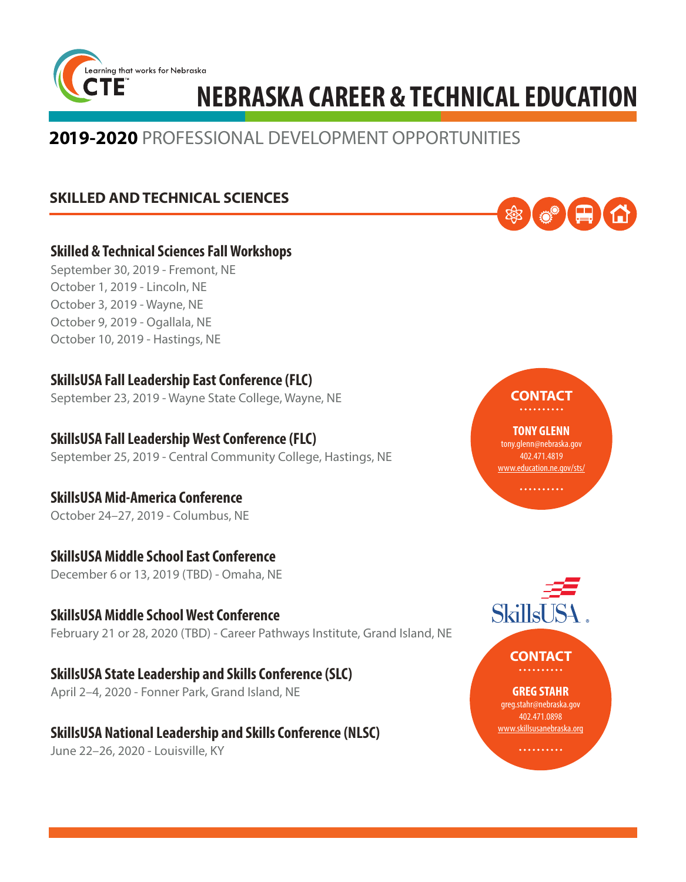Learning that works for Nebraska

CTE

# NEBRASKA CAREER & TECHNICAL EDUCATION

## **2019-2020** PROFESSIONAL DEVELOPMENT OPPORTUNITIES

### SKILLED AND TECHNICAL SCIENCES

#### Skilled & Technical Sciences Fall Workshops

September 30, 2019 - Fremont, NE
October 1, 2019 - Lincoln, NE
October 3, 2019 - Wayne, NE
October 9, 2019 - Ogallala, NE
October 10, 2019 - Hastings, NE

#### SkillsUSA Fall Leadership East Conference (FLC)

September 23, 2019 - Wayne State College, Wayne, NE

#### SkillsUSA Fall Leadership West Conference (FLC)

September 25, 2019 - Central Community College, Hastings, NE

#### SkillsUSA Mid-America Conference

October 24–27, 2019 - Columbus, NE

#### SkillsUSA Middle School East Conference

December 6 or 13, 2019 (TBD) - Omaha, NE

#### SkillsUSA Middle School West Conference

February 21 or 28, 2020 (TBD) - Career Pathways Institute, Grand Island, NE

#### SkillsUSA State Leadership and Skills Conference (SLC)

April 2–4, 2020 - Fonner Park, Grand Island, NE

#### SkillsUSA National Leadership and Skills Conference (NLSC)

June 22–26, 2020 - Louisville, KY

**CONTACT**

**TONY GLENN**
tony.glenn@nebraska.gov
402.471.4819
www.education.ne.gov/sts/

SkillsUSA

**CONTACT**

**GREG STAHR**
greg.stahr@nebraska.gov
402.471.0898
www.skillsusanebraska.org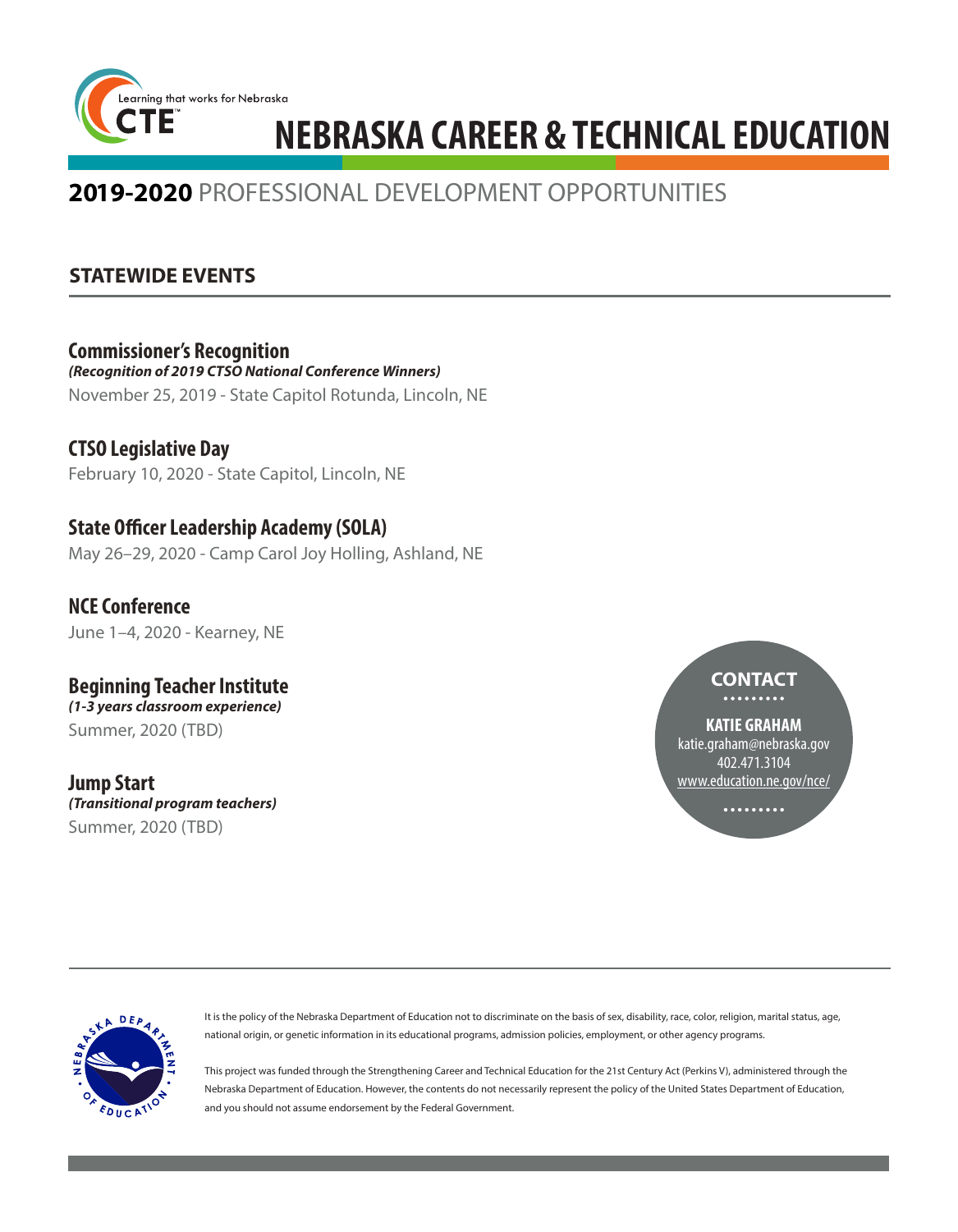Learning that works for Nebraska

CTE™

# NEBRASKA CAREER & TECHNICAL EDUCATION

## **2019-2020** PROFESSIONAL DEVELOPMENT OPPORTUNITIES

### STATEWIDE EVENTS

**Commissioner's Recognition**
***(Recognition of 2019 CTSO National Conference Winners)***
November 25, 2019 - State Capitol Rotunda, Lincoln, NE

**CTSO Legislative Day**
February 10, 2020 - State Capitol, Lincoln, NE

**State Officer Leadership Academy (SOLA)**
May 26–29, 2020 - Camp Carol Joy Holling, Ashland, NE

**NCE Conference**
June 1–4, 2020 - Kearney, NE

**Beginning Teacher Institute**
***(1-3 years classroom experience)***
Summer, 2020 (TBD)

**Jump Start**
***(Transitional program teachers)***
Summer, 2020 (TBD)

**CONTACT**

**KATIE GRAHAM**
katie.graham@nebraska.gov
402.471.3104
www.education.ne.gov/nce/

It is the policy of the Nebraska Department of Education not to discriminate on the basis of sex, disability, race, color, religion, marital status, age, national origin, or genetic information in its educational programs, admission policies, employment, or other agency programs.

This project was funded through the Strengthening Career and Technical Education for the 21st Century Act (Perkins V), administered through the Nebraska Department of Education. However, the contents do not necessarily represent the policy of the United States Department of Education, and you should not assume endorsement by the Federal Government.